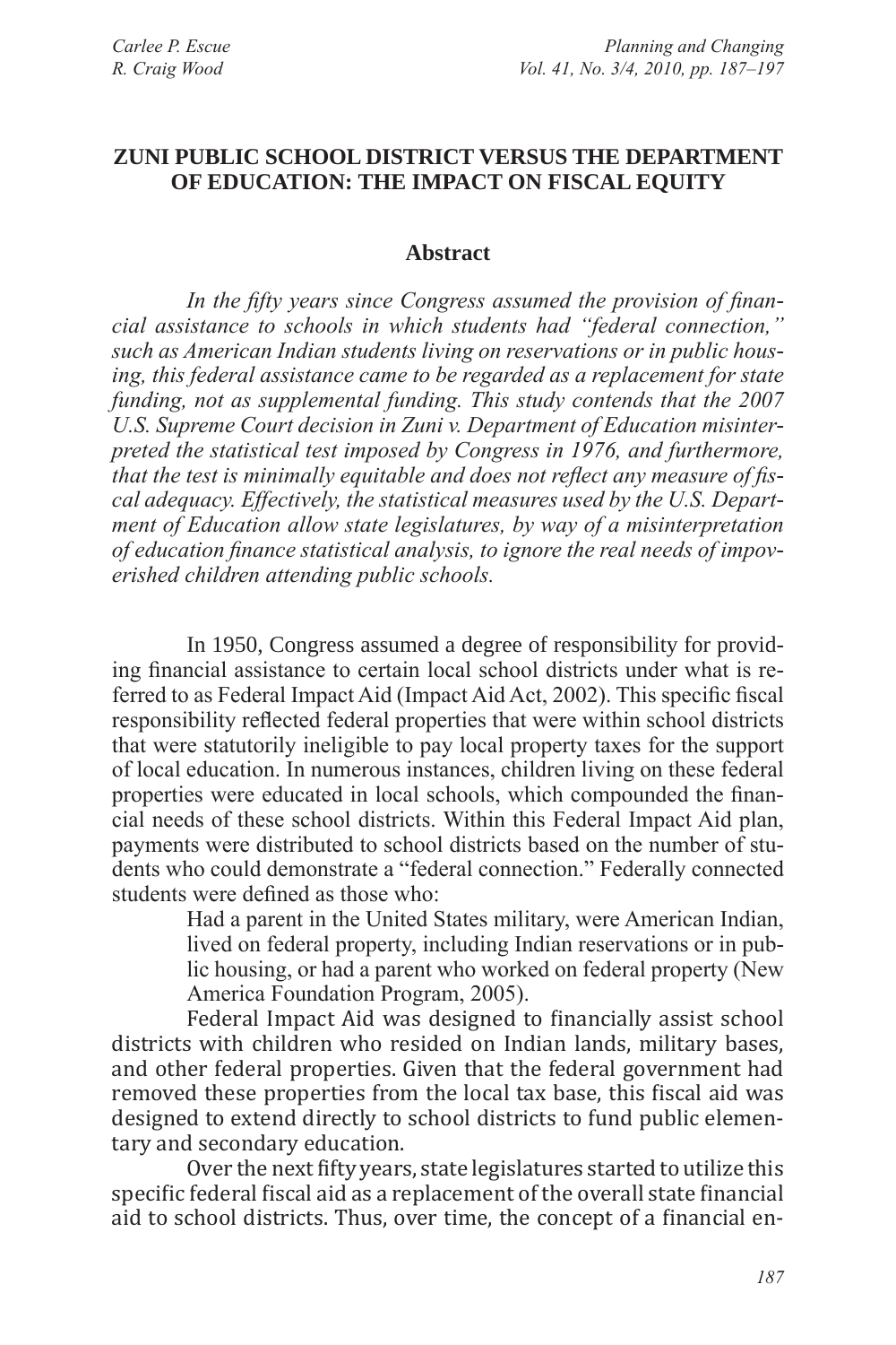# ZUNI PUBLIC SCHOOL DISTRICT VERSUS THE DEPARTMENT OF EDUCATION: THE IMPACT ON FISCAL EQUITY

Carlee P. Escue
R. Craig Wood

## Abstract

*In the fifty years since Congress assumed the provision of financial assistance to schools in which students had "federal connection," such as American Indian students living on reservations or in public housing, this federal assistance came to be regarded as a replacement for state funding, not as supplemental funding. This study contends that the 2007 U.S. Supreme Court decision in Zuni v. Department of Education misinterpreted the statistical test imposed by Congress in 1976, and furthermore, that the test is minimally equitable and does not reflect any measure of fiscal adequacy. Effectively, the statistical measures used by the U.S. Department of Education allow state legislatures, by way of a misinterpretation of education finance statistical analysis, to ignore the real needs of impoverished children attending public schools.*

In 1950, Congress assumed a degree of responsibility for providing financial assistance to certain local school districts under what is referred to as Federal Impact Aid (Impact Aid Act, 2002). This specific fiscal responsibility reflected federal properties that were within school districts that were statutorily ineligible to pay local property taxes for the support of local education. In numerous instances, children living on these federal properties were educated in local schools, which compounded the financial needs of these school districts. Within this Federal Impact Aid plan, payments were distributed to school districts based on the number of students who could demonstrate a "federal connection." Federally connected students were defined as those who:

> Had a parent in the United States military, were American Indian, lived on federal property, including Indian reservations or in public housing, or had a parent who worked on federal property (New America Foundation Program, 2005).

Federal Impact Aid was designed to financially assist school districts with children who resided on Indian lands, military bases, and other federal properties. Given that the federal government had removed these properties from the local tax base, this fiscal aid was designed to extend directly to school districts to fund public elementary and secondary education.

Over the next fifty years, state legislatures started to utilize this specific federal fiscal aid as a replacement of the overall state financial aid to school districts. Thus, over time, the concept of a financial en-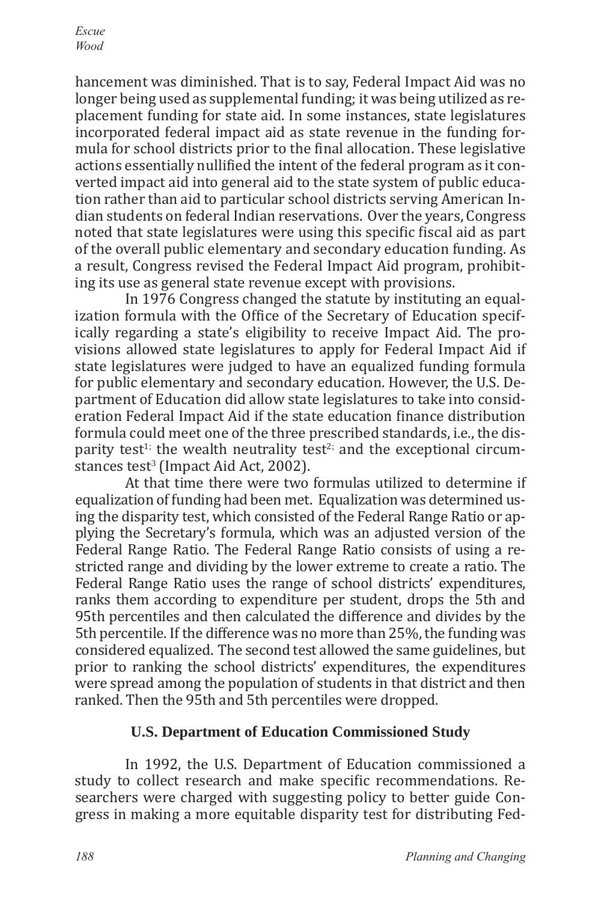hancement was diminished. That is to say, Federal Impact Aid was no longer being used as supplemental funding; it was being utilized as replacement funding for state aid. In some instances, state legislatures incorporated federal impact aid as state revenue in the funding formula for school districts prior to the final allocation. These legislative actions essentially nullified the intent of the federal program as it converted impact aid into general aid to the state system of public education rather than aid to particular school districts serving American Indian students on federal Indian reservations. Over the years, Congress noted that state legislatures were using this specific fiscal aid as part of the overall public elementary and secondary education funding. As a result, Congress revised the Federal Impact Aid program, prohibiting its use as general state revenue except with provisions.

In 1976 Congress changed the statute by instituting an equalization formula with the Office of the Secretary of Education specifically regarding a state's eligibility to receive Impact Aid. The provisions allowed state legislatures to apply for Federal Impact Aid if state legislatures were judged to have an equalized funding formula for public elementary and secondary education. However, the U.S. Department of Education did allow state legislatures to take into consideration Federal Impact Aid if the state education finance distribution formula could meet one of the three prescribed standards, i.e., the disparity test[1]; the wealth neutrality test[2]; and the exceptional circumstances test[3] (Impact Aid Act, 2002).

At that time there were two formulas utilized to determine if equalization of funding had been met. Equalization was determined using the disparity test, which consisted of the Federal Range Ratio or applying the Secretary's formula, which was an adjusted version of the Federal Range Ratio. The Federal Range Ratio consists of using a restricted range and dividing by the lower extreme to create a ratio. The Federal Range Ratio uses the range of school districts' expenditures, ranks them according to expenditure per student, drops the 5th and 95th percentiles and then calculated the difference and divides by the 5th percentile. If the difference was no more than 25%, the funding was considered equalized. The second test allowed the same guidelines, but prior to ranking the school districts' expenditures, the expenditures were spread among the population of students in that district and then ranked. Then the 95th and 5th percentiles were dropped.

## U.S. Department of Education Commissioned Study

In 1992, the U.S. Department of Education commissioned a study to collect research and make specific recommendations. Researchers were charged with suggesting policy to better guide Congress in making a more equitable disparity test for distributing Fed-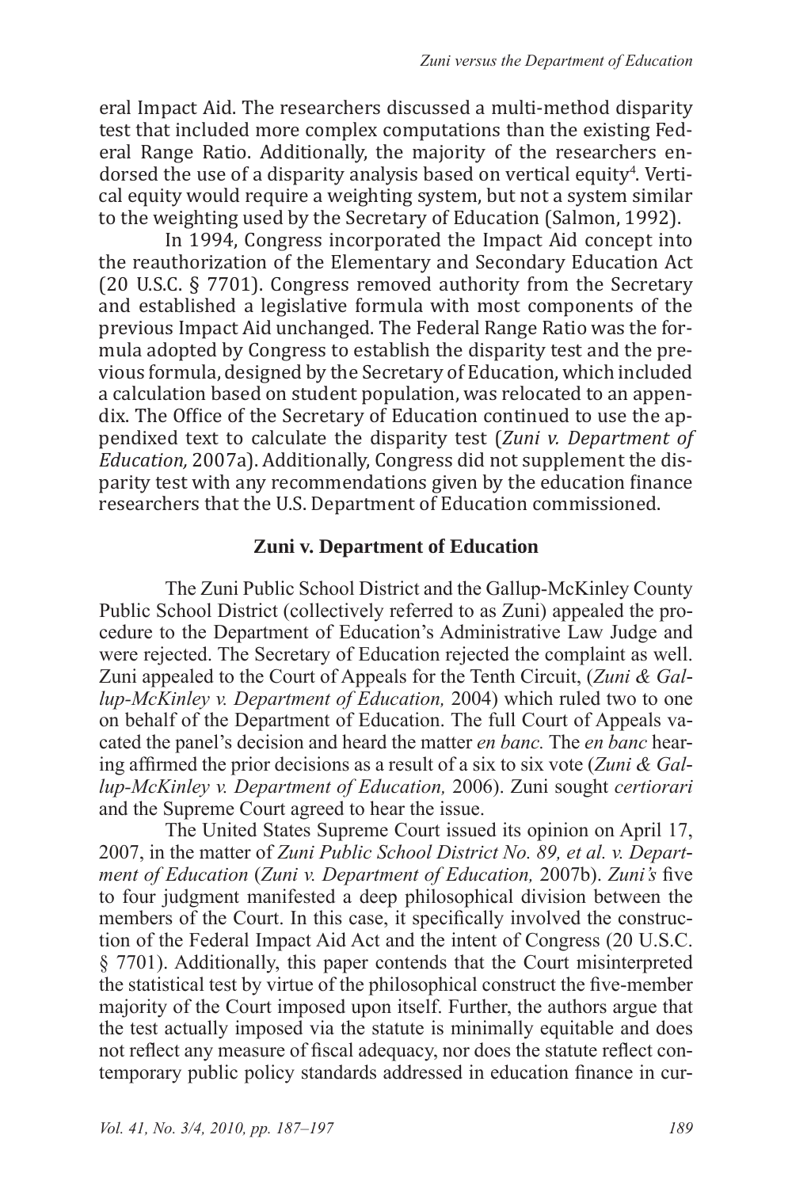eral Impact Aid. The researchers discussed a multi-method disparity test that included more complex computations than the existing Federal Range Ratio. Additionally, the majority of the researchers endorsed the use of a disparity analysis based on vertical equity[4]. Vertical equity would require a weighting system, but not a system similar to the weighting used by the Secretary of Education (Salmon, 1992).

In 1994, Congress incorporated the Impact Aid concept into the reauthorization of the Elementary and Secondary Education Act (20 U.S.C. § 7701). Congress removed authority from the Secretary and established a legislative formula with most components of the previous Impact Aid unchanged. The Federal Range Ratio was the formula adopted by Congress to establish the disparity test and the previous formula, designed by the Secretary of Education, which included a calculation based on student population, was relocated to an appendix. The Office of the Secretary of Education continued to use the appendixed text to calculate the disparity test (*Zuni v. Department of Education,* 2007a). Additionally, Congress did not supplement the disparity test with any recommendations given by the education finance researchers that the U.S. Department of Education commissioned.

## Zuni v. Department of Education

The Zuni Public School District and the Gallup-McKinley County Public School District (collectively referred to as Zuni) appealed the procedure to the Department of Education's Administrative Law Judge and were rejected. The Secretary of Education rejected the complaint as well. Zuni appealed to the Court of Appeals for the Tenth Circuit, (*Zuni & Gallup-McKinley v. Department of Education,* 2004) which ruled two to one on behalf of the Department of Education. The full Court of Appeals vacated the panel's decision and heard the matter *en banc.* The *en banc* hearing affirmed the prior decisions as a result of a six to six vote (*Zuni & Gallup-McKinley v. Department of Education,* 2006). Zuni sought *certiorari* and the Supreme Court agreed to hear the issue.

The United States Supreme Court issued its opinion on April 17, 2007, in the matter of *Zuni Public School District No. 89, et al. v. Department of Education* (*Zuni v. Department of Education,* 2007b). *Zuni's* five to four judgment manifested a deep philosophical division between the members of the Court. In this case, it specifically involved the construction of the Federal Impact Aid Act and the intent of Congress (20 U.S.C. § 7701). Additionally, this paper contends that the Court misinterpreted the statistical test by virtue of the philosophical construct the five-member majority of the Court imposed upon itself. Further, the authors argue that the test actually imposed via the statute is minimally equitable and does not reflect any measure of fiscal adequacy, nor does the statute reflect contemporary public policy standards addressed in education finance in cur-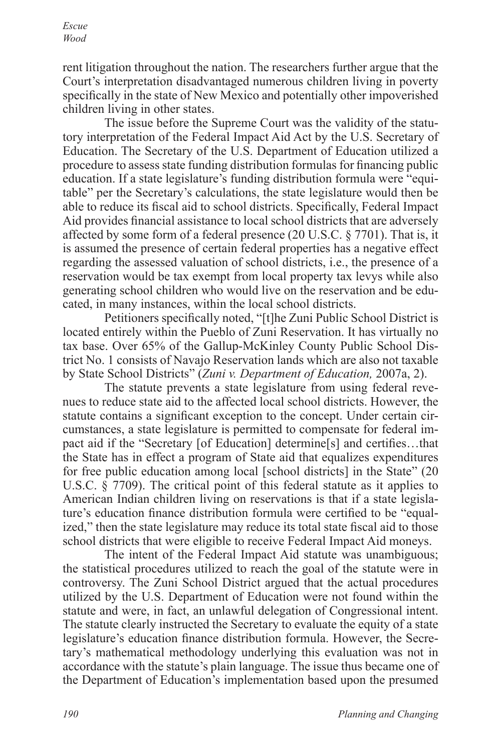rent litigation throughout the nation. The researchers further argue that the Court's interpretation disadvantaged numerous children living in poverty specifically in the state of New Mexico and potentially other impoverished children living in other states.

The issue before the Supreme Court was the validity of the statutory interpretation of the Federal Impact Aid Act by the U.S. Secretary of Education. The Secretary of the U.S. Department of Education utilized a procedure to assess state funding distribution formulas for financing public education. If a state legislature's funding distribution formula were "equitable" per the Secretary's calculations, the state legislature would then be able to reduce its fiscal aid to school districts. Specifically, Federal Impact Aid provides financial assistance to local school districts that are adversely affected by some form of a federal presence (20 U.S.C. § 7701). That is, it is assumed the presence of certain federal properties has a negative effect regarding the assessed valuation of school districts, i.e., the presence of a reservation would be tax exempt from local property tax levys while also generating school children who would live on the reservation and be educated, in many instances, within the local school districts.

Petitioners specifically noted, "[t]he Zuni Public School District is located entirely within the Pueblo of Zuni Reservation. It has virtually no tax base. Over 65% of the Gallup-McKinley County Public School District No. 1 consists of Navajo Reservation lands which are also not taxable by State School Districts" (*Zuni v. Department of Education,* 2007a, 2).

The statute prevents a state legislature from using federal revenues to reduce state aid to the affected local school districts. However, the statute contains a significant exception to the concept. Under certain circumstances, a state legislature is permitted to compensate for federal impact aid if the "Secretary [of Education] determine[s] and certifies…that the State has in effect a program of State aid that equalizes expenditures for free public education among local [school districts] in the State" (20 U.S.C. § 7709). The critical point of this federal statute as it applies to American Indian children living on reservations is that if a state legislature's education finance distribution formula were certified to be "equalized," then the state legislature may reduce its total state fiscal aid to those school districts that were eligible to receive Federal Impact Aid moneys.

The intent of the Federal Impact Aid statute was unambiguous; the statistical procedures utilized to reach the goal of the statute were in controversy. The Zuni School District argued that the actual procedures utilized by the U.S. Department of Education were not found within the statute and were, in fact, an unlawful delegation of Congressional intent. The statute clearly instructed the Secretary to evaluate the equity of a state legislature's education finance distribution formula. However, the Secretary's mathematical methodology underlying this evaluation was not in accordance with the statute's plain language. The issue thus became one of the Department of Education's implementation based upon the presumed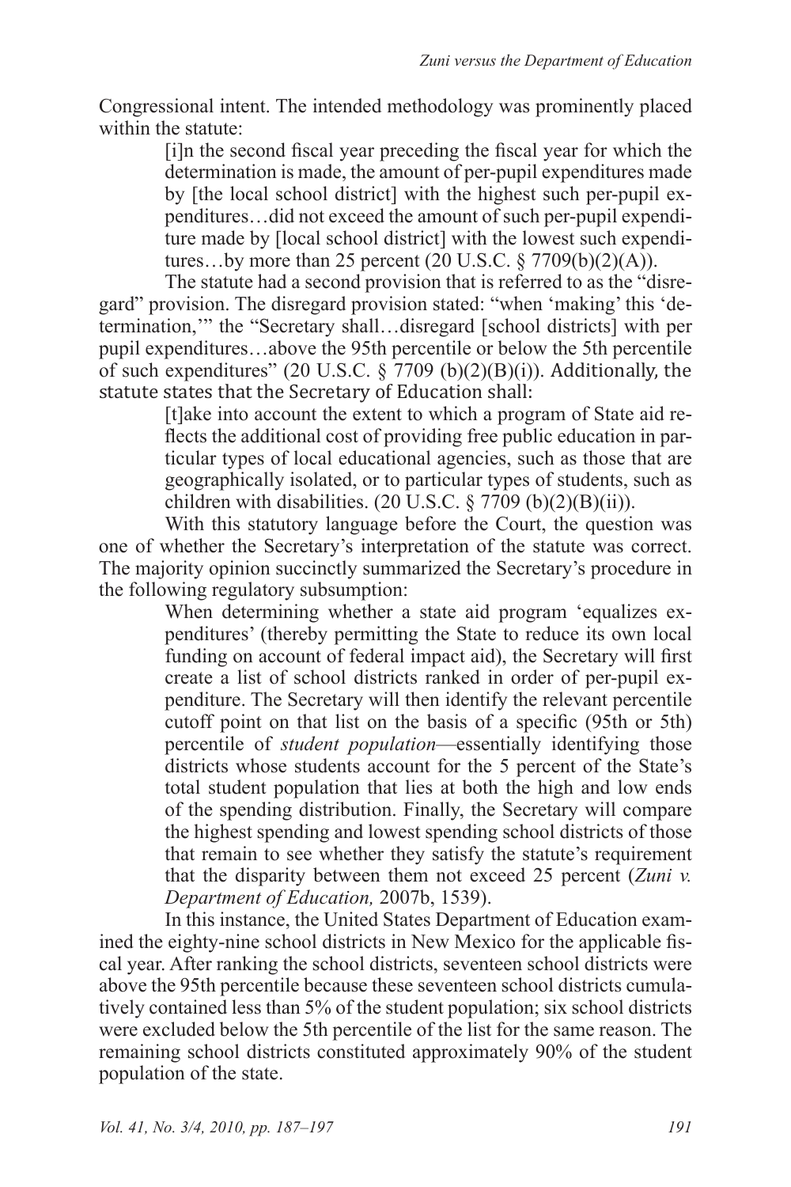Congressional intent. The intended methodology was prominently placed within the statute:

> [i]n the second fiscal year preceding the fiscal year for which the determination is made, the amount of per-pupil expenditures made by [the local school district] with the highest such per-pupil expenditures…did not exceed the amount of such per-pupil expenditure made by [local school district] with the lowest such expenditures…by more than 25 percent (20 U.S.C. § 7709(b)(2)(A)).

The statute had a second provision that is referred to as the "disregard" provision. The disregard provision stated: "when 'making' this 'determination,'" the "Secretary shall…disregard [school districts] with per pupil expenditures…above the 95th percentile or below the 5th percentile of such expenditures" (20 U.S.C. § 7709 (b)(2)(B)(i)). Additionally, the statute states that the Secretary of Education shall:

> [t]ake into account the extent to which a program of State aid reflects the additional cost of providing free public education in particular types of local educational agencies, such as those that are geographically isolated, or to particular types of students, such as children with disabilities. (20 U.S.C. § 7709 (b)(2)(B)(ii)).

With this statutory language before the Court, the question was one of whether the Secretary's interpretation of the statute was correct. The majority opinion succinctly summarized the Secretary's procedure in the following regulatory subsumption:

> When determining whether a state aid program 'equalizes expenditures' (thereby permitting the State to reduce its own local funding on account of federal impact aid), the Secretary will first create a list of school districts ranked in order of per-pupil expenditure. The Secretary will then identify the relevant percentile cutoff point on that list on the basis of a specific (95th or 5th) percentile of *student population*—essentially identifying those districts whose students account for the 5 percent of the State's total student population that lies at both the high and low ends of the spending distribution. Finally, the Secretary will compare the highest spending and lowest spending school districts of those that remain to see whether they satisfy the statute's requirement that the disparity between them not exceed 25 percent (*Zuni v. Department of Education,* 2007b, 1539).

In this instance, the United States Department of Education examined the eighty-nine school districts in New Mexico for the applicable fiscal year. After ranking the school districts, seventeen school districts were above the 95th percentile because these seventeen school districts cumulatively contained less than 5% of the student population; six school districts were excluded below the 5th percentile of the list for the same reason. The remaining school districts constituted approximately 90% of the student population of the state.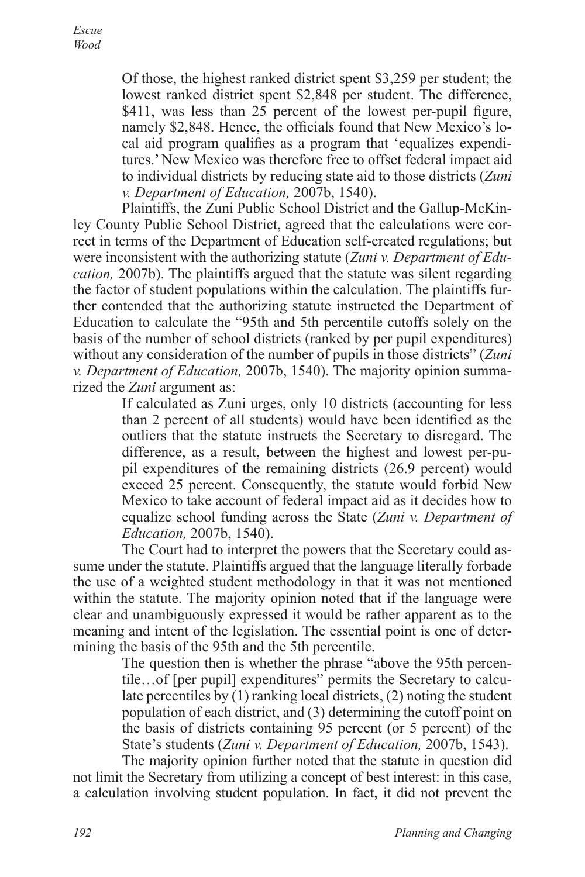> Of those, the highest ranked district spent $3,259 per student; the lowest ranked district spent $2,848 per student. The difference, $411, was less than 25 percent of the lowest per-pupil figure, namely $2,848. Hence, the officials found that New Mexico's local aid program qualifies as a program that 'equalizes expenditures.' New Mexico was therefore free to offset federal impact aid to individual districts by reducing state aid to those districts (*Zuni v. Department of Education,* 2007b, 1540).

Plaintiffs, the Zuni Public School District and the Gallup-McKinley County Public School District, agreed that the calculations were correct in terms of the Department of Education self-created regulations; but were inconsistent with the authorizing statute (*Zuni v. Department of Education,* 2007b). The plaintiffs argued that the statute was silent regarding the factor of student populations within the calculation. The plaintiffs further contended that the authorizing statute instructed the Department of Education to calculate the "95th and 5th percentile cutoffs solely on the basis of the number of school districts (ranked by per pupil expenditures) without any consideration of the number of pupils in those districts" (*Zuni v. Department of Education,* 2007b, 1540). The majority opinion summarized the *Zuni* argument as:

> If calculated as Zuni urges, only 10 districts (accounting for less than 2 percent of all students) would have been identified as the outliers that the statute instructs the Secretary to disregard. The difference, as a result, between the highest and lowest per-pupil expenditures of the remaining districts (26.9 percent) would exceed 25 percent. Consequently, the statute would forbid New Mexico to take account of federal impact aid as it decides how to equalize school funding across the State (*Zuni v. Department of Education,* 2007b, 1540).

The Court had to interpret the powers that the Secretary could assume under the statute. Plaintiffs argued that the language literally forbade the use of a weighted student methodology in that it was not mentioned within the statute. The majority opinion noted that if the language were clear and unambiguously expressed it would be rather apparent as to the meaning and intent of the legislation. The essential point is one of determining the basis of the 95th and the 5th percentile.

> The question then is whether the phrase "above the 95th percentile…of [per pupil] expenditures" permits the Secretary to calculate percentiles by (1) ranking local districts, (2) noting the student population of each district, and (3) determining the cutoff point on the basis of districts containing 95 percent (or 5 percent) of the State's students (*Zuni v. Department of Education,* 2007b, 1543).

The majority opinion further noted that the statute in question did not limit the Secretary from utilizing a concept of best interest: in this case, a calculation involving student population. In fact, it did not prevent the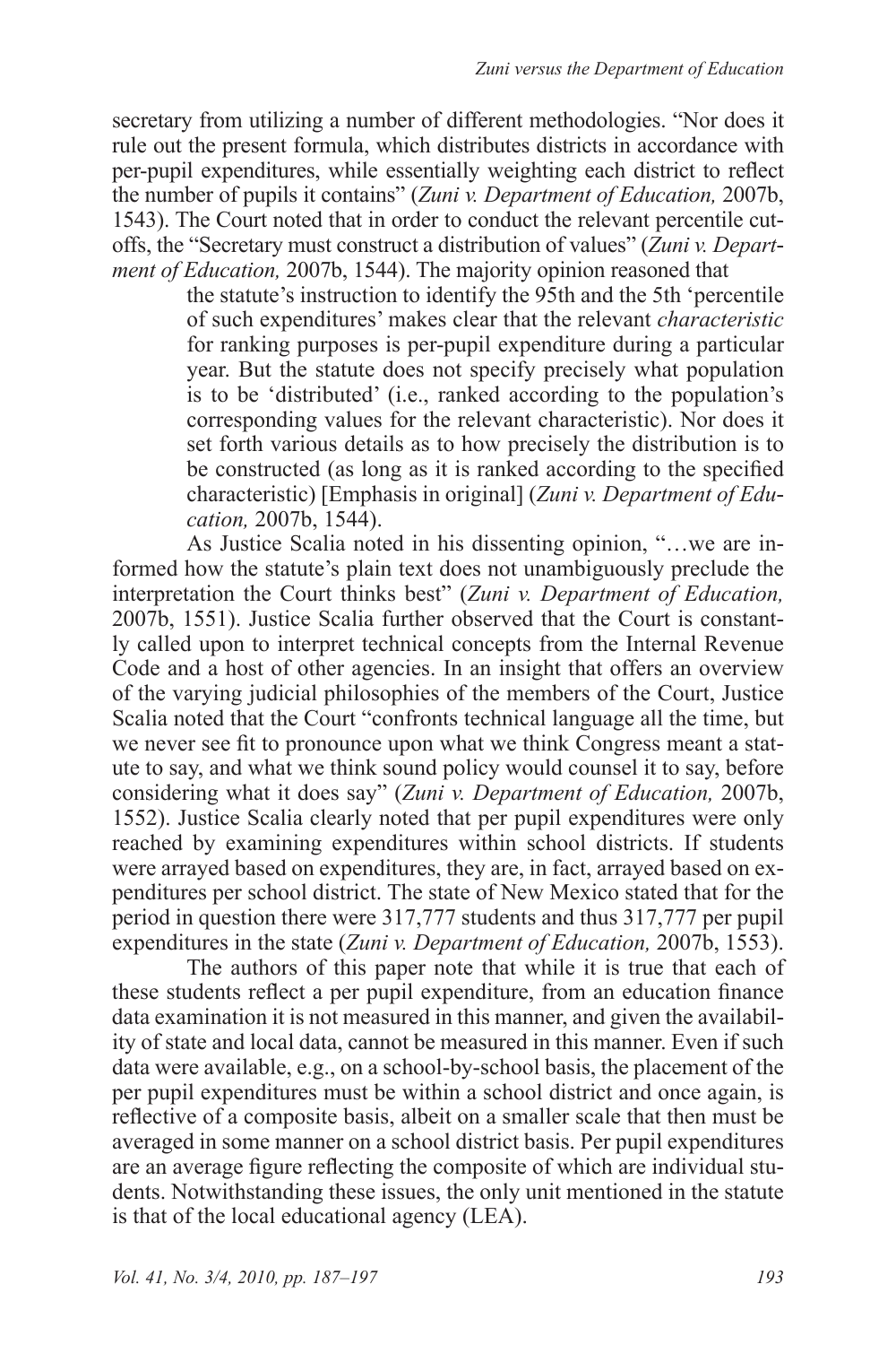secretary from utilizing a number of different methodologies. "Nor does it rule out the present formula, which distributes districts in accordance with per-pupil expenditures, while essentially weighting each district to reflect the number of pupils it contains" (*Zuni v. Department of Education,* 2007b, 1543). The Court noted that in order to conduct the relevant percentile cutoffs, the "Secretary must construct a distribution of values" (*Zuni v. Department of Education,* 2007b, 1544). The majority opinion reasoned that

> the statute's instruction to identify the 95th and the 5th 'percentile of such expenditures' makes clear that the relevant *characteristic* for ranking purposes is per-pupil expenditure during a particular year. But the statute does not specify precisely what population is to be 'distributed' (i.e., ranked according to the population's corresponding values for the relevant characteristic). Nor does it set forth various details as to how precisely the distribution is to be constructed (as long as it is ranked according to the specified characteristic) [Emphasis in original] (*Zuni v. Department of Education,* 2007b, 1544).

As Justice Scalia noted in his dissenting opinion, "…we are informed how the statute's plain text does not unambiguously preclude the interpretation the Court thinks best" (*Zuni v. Department of Education,* 2007b, 1551). Justice Scalia further observed that the Court is constantly called upon to interpret technical concepts from the Internal Revenue Code and a host of other agencies. In an insight that offers an overview of the varying judicial philosophies of the members of the Court, Justice Scalia noted that the Court "confronts technical language all the time, but we never see fit to pronounce upon what we think Congress meant a statute to say, and what we think sound policy would counsel it to say, before considering what it does say" (*Zuni v. Department of Education,* 2007b, 1552). Justice Scalia clearly noted that per pupil expenditures were only reached by examining expenditures within school districts. If students were arrayed based on expenditures, they are, in fact, arrayed based on expenditures per school district. The state of New Mexico stated that for the period in question there were 317,777 students and thus 317,777 per pupil expenditures in the state (*Zuni v. Department of Education,* 2007b, 1553).

The authors of this paper note that while it is true that each of these students reflect a per pupil expenditure, from an education finance data examination it is not measured in this manner, and given the availability of state and local data, cannot be measured in this manner. Even if such data were available, e.g., on a school-by-school basis, the placement of the per pupil expenditures must be within a school district and once again, is reflective of a composite basis, albeit on a smaller scale that then must be averaged in some manner on a school district basis. Per pupil expenditures are an average figure reflecting the composite of which are individual students. Notwithstanding these issues, the only unit mentioned in the statute is that of the local educational agency (LEA).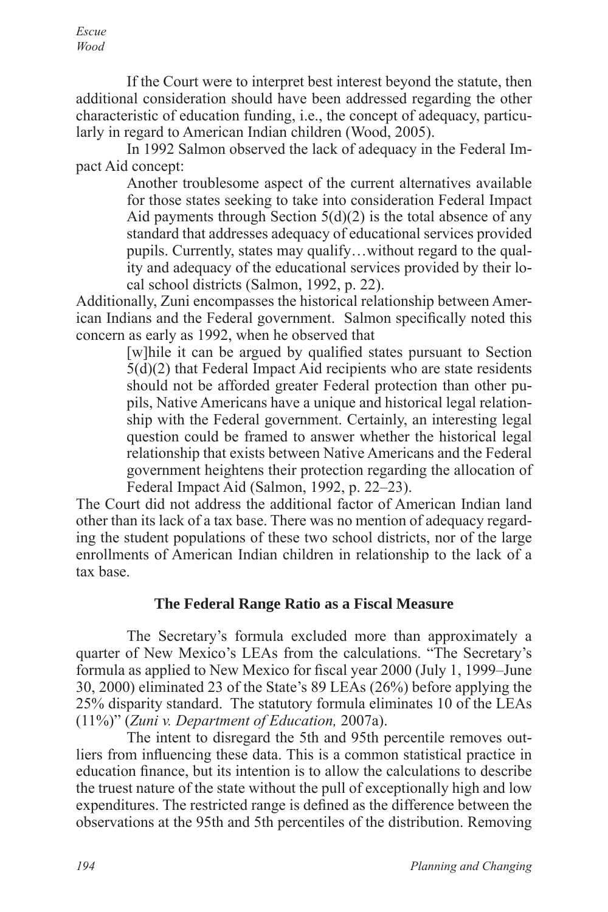If the Court were to interpret best interest beyond the statute, then additional consideration should have been addressed regarding the other characteristic of education funding, i.e., the concept of adequacy, particularly in regard to American Indian children (Wood, 2005).

In 1992 Salmon observed the lack of adequacy in the Federal Impact Aid concept:

> Another troublesome aspect of the current alternatives available for those states seeking to take into consideration Federal Impact Aid payments through Section 5(d)(2) is the total absence of any standard that addresses adequacy of educational services provided pupils. Currently, states may qualify…without regard to the quality and adequacy of the educational services provided by their local school districts (Salmon, 1992, p. 22).

Additionally, Zuni encompasses the historical relationship between American Indians and the Federal government. Salmon specifically noted this concern as early as 1992, when he observed that

> [w]hile it can be argued by qualified states pursuant to Section 5(d)(2) that Federal Impact Aid recipients who are state residents should not be afforded greater Federal protection than other pupils, Native Americans have a unique and historical legal relationship with the Federal government. Certainly, an interesting legal question could be framed to answer whether the historical legal relationship that exists between Native Americans and the Federal government heightens their protection regarding the allocation of Federal Impact Aid (Salmon, 1992, p. 22–23).

The Court did not address the additional factor of American Indian land other than its lack of a tax base. There was no mention of adequacy regarding the student populations of these two school districts, nor of the large enrollments of American Indian children in relationship to the lack of a tax base.

## The Federal Range Ratio as a Fiscal Measure

The Secretary's formula excluded more than approximately a quarter of New Mexico's LEAs from the calculations. "The Secretary's formula as applied to New Mexico for fiscal year 2000 (July 1, 1999–June 30, 2000) eliminated 23 of the State's 89 LEAs (26%) before applying the 25% disparity standard. The statutory formula eliminates 10 of the LEAs (11%)" (*Zuni v. Department of Education,* 2007a).

The intent to disregard the 5th and 95th percentile removes outliers from influencing these data. This is a common statistical practice in education finance, but its intention is to allow the calculations to describe the truest nature of the state without the pull of exceptionally high and low expenditures. The restricted range is defined as the difference between the observations at the 95th and 5th percentiles of the distribution. Removing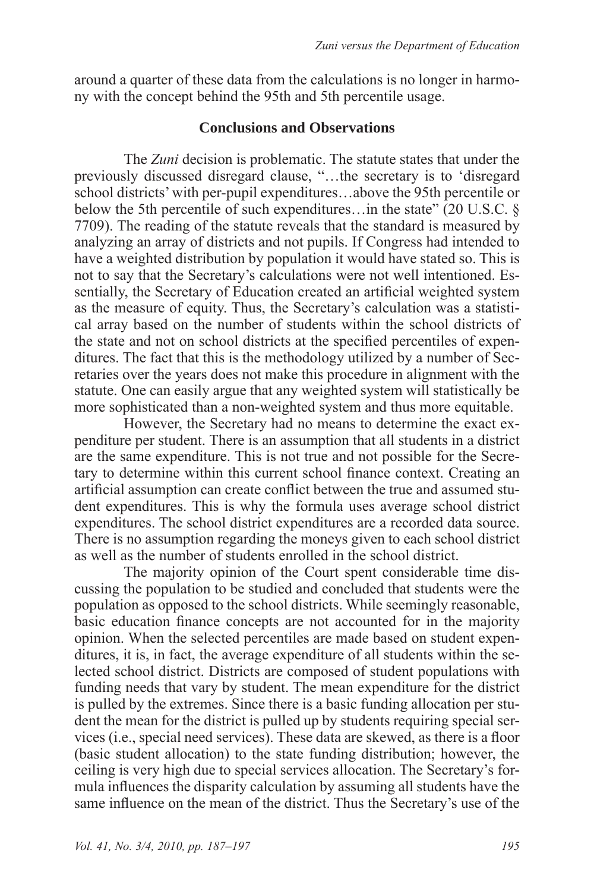around a quarter of these data from the calculations is no longer in harmony with the concept behind the 95th and 5th percentile usage.

## Conclusions and Observations

The *Zuni* decision is problematic. The statute states that under the previously discussed disregard clause, "…the secretary is to 'disregard school districts' with per-pupil expenditures…above the 95th percentile or below the 5th percentile of such expenditures…in the state" (20 U.S.C. § 7709). The reading of the statute reveals that the standard is measured by analyzing an array of districts and not pupils. If Congress had intended to have a weighted distribution by population it would have stated so. This is not to say that the Secretary's calculations were not well intentioned. Essentially, the Secretary of Education created an artificial weighted system as the measure of equity. Thus, the Secretary's calculation was a statistical array based on the number of students within the school districts of the state and not on school districts at the specified percentiles of expenditures. The fact that this is the methodology utilized by a number of Secretaries over the years does not make this procedure in alignment with the statute. One can easily argue that any weighted system will statistically be more sophisticated than a non-weighted system and thus more equitable.

However, the Secretary had no means to determine the exact expenditure per student. There is an assumption that all students in a district are the same expenditure. This is not true and not possible for the Secretary to determine within this current school finance context. Creating an artificial assumption can create conflict between the true and assumed student expenditures. This is why the formula uses average school district expenditures. The school district expenditures are a recorded data source. There is no assumption regarding the moneys given to each school district as well as the number of students enrolled in the school district.

The majority opinion of the Court spent considerable time discussing the population to be studied and concluded that students were the population as opposed to the school districts. While seemingly reasonable, basic education finance concepts are not accounted for in the majority opinion. When the selected percentiles are made based on student expenditures, it is, in fact, the average expenditure of all students within the selected school district. Districts are composed of student populations with funding needs that vary by student. The mean expenditure for the district is pulled by the extremes. Since there is a basic funding allocation per student the mean for the district is pulled up by students requiring special services (i.e., special need services). These data are skewed, as there is a floor (basic student allocation) to the state funding distribution; however, the ceiling is very high due to special services allocation. The Secretary's formula influences the disparity calculation by assuming all students have the same influence on the mean of the district. Thus the Secretary's use of the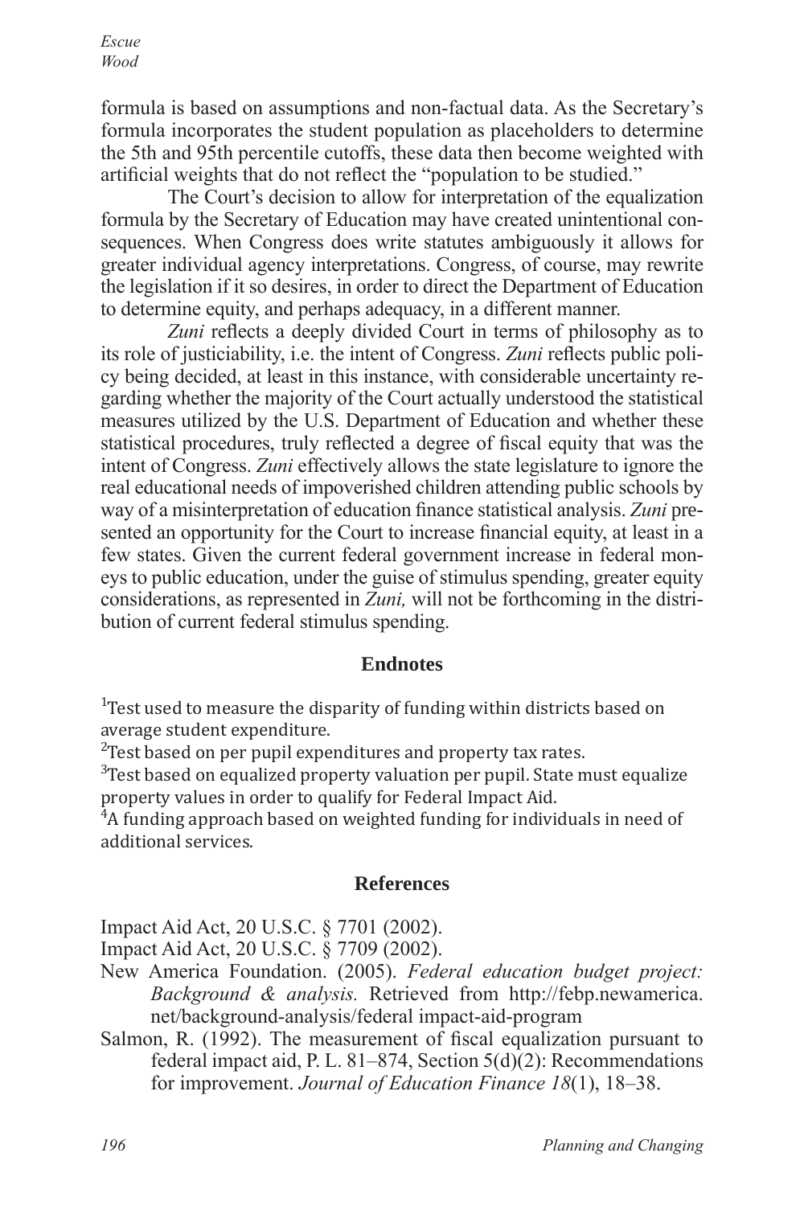formula is based on assumptions and non-factual data. As the Secretary's formula incorporates the student population as placeholders to determine the 5th and 95th percentile cutoffs, these data then become weighted with artificial weights that do not reflect the "population to be studied."

The Court's decision to allow for interpretation of the equalization formula by the Secretary of Education may have created unintentional consequences. When Congress does write statutes ambiguously it allows for greater individual agency interpretations. Congress, of course, may rewrite the legislation if it so desires, in order to direct the Department of Education to determine equity, and perhaps adequacy, in a different manner.

*Zuni* reflects a deeply divided Court in terms of philosophy as to its role of justiciability, i.e. the intent of Congress. *Zuni* reflects public policy being decided, at least in this instance, with considerable uncertainty regarding whether the majority of the Court actually understood the statistical measures utilized by the U.S. Department of Education and whether these statistical procedures, truly reflected a degree of fiscal equity that was the intent of Congress. *Zuni* effectively allows the state legislature to ignore the real educational needs of impoverished children attending public schools by way of a misinterpretation of education finance statistical analysis. *Zuni* presented an opportunity for the Court to increase financial equity, at least in a few states. Given the current federal government increase in federal moneys to public education, under the guise of stimulus spending, greater equity considerations, as represented in *Zuni,* will not be forthcoming in the distribution of current federal stimulus spending.

## Endnotes

[1]Test used to measure the disparity of funding within districts based on average student expenditure.
[2]Test based on per pupil expenditures and property tax rates.
[3]Test based on equalized property valuation per pupil. State must equalize property values in order to qualify for Federal Impact Aid.
[4]A funding approach based on weighted funding for individuals in need of additional services.

## References

Impact Aid Act, 20 U.S.C. § 7701 (2002).

Impact Aid Act, 20 U.S.C. § 7709 (2002).

New America Foundation. (2005). *Federal education budget project: Background & analysis.* Retrieved from http://febp.newamerica.net/background-analysis/federal impact-aid-program

Salmon, R. (1992). The measurement of fiscal equalization pursuant to federal impact aid, P. L. 81–874, Section 5(d)(2): Recommendations for improvement. *Journal of Education Finance 18*(1), 18–38.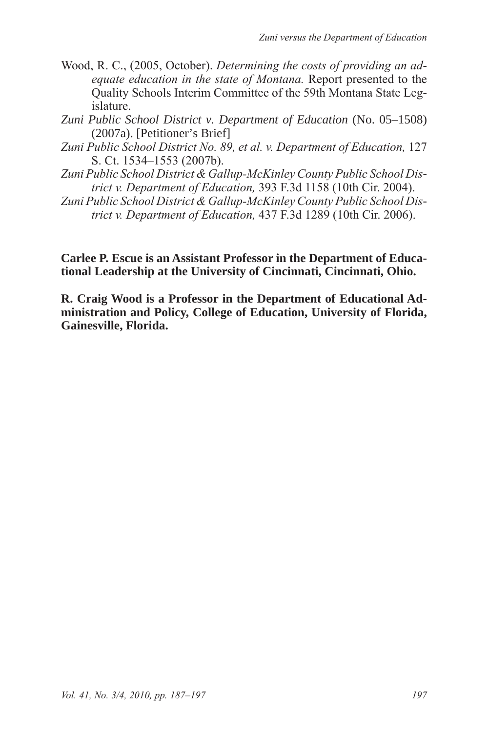Wood, R. C., (2005, October). *Determining the costs of providing an adequate education in the state of Montana.* Report presented to the Quality Schools Interim Committee of the 59th Montana State Legislature.

*Zuni Public School District v. Department of Education* (No. 05–1508) (2007a). [Petitioner's Brief]

*Zuni Public School District No. 89, et al. v. Department of Education,* 127 S. Ct. 1534–1553 (2007b).

*Zuni Public School District & Gallup-McKinley County Public School District v. Department of Education,* 393 F.3d 1158 (10th Cir. 2004).

*Zuni Public School District & Gallup-McKinley County Public School District v. Department of Education,* 437 F.3d 1289 (10th Cir. 2006).

**Carlee P. Escue is an Assistant Professor in the Department of Educational Leadership at the University of Cincinnati, Cincinnati, Ohio.**

**R. Craig Wood is a Professor in the Department of Educational Administration and Policy, College of Education, University of Florida, Gainesville, Florida.**